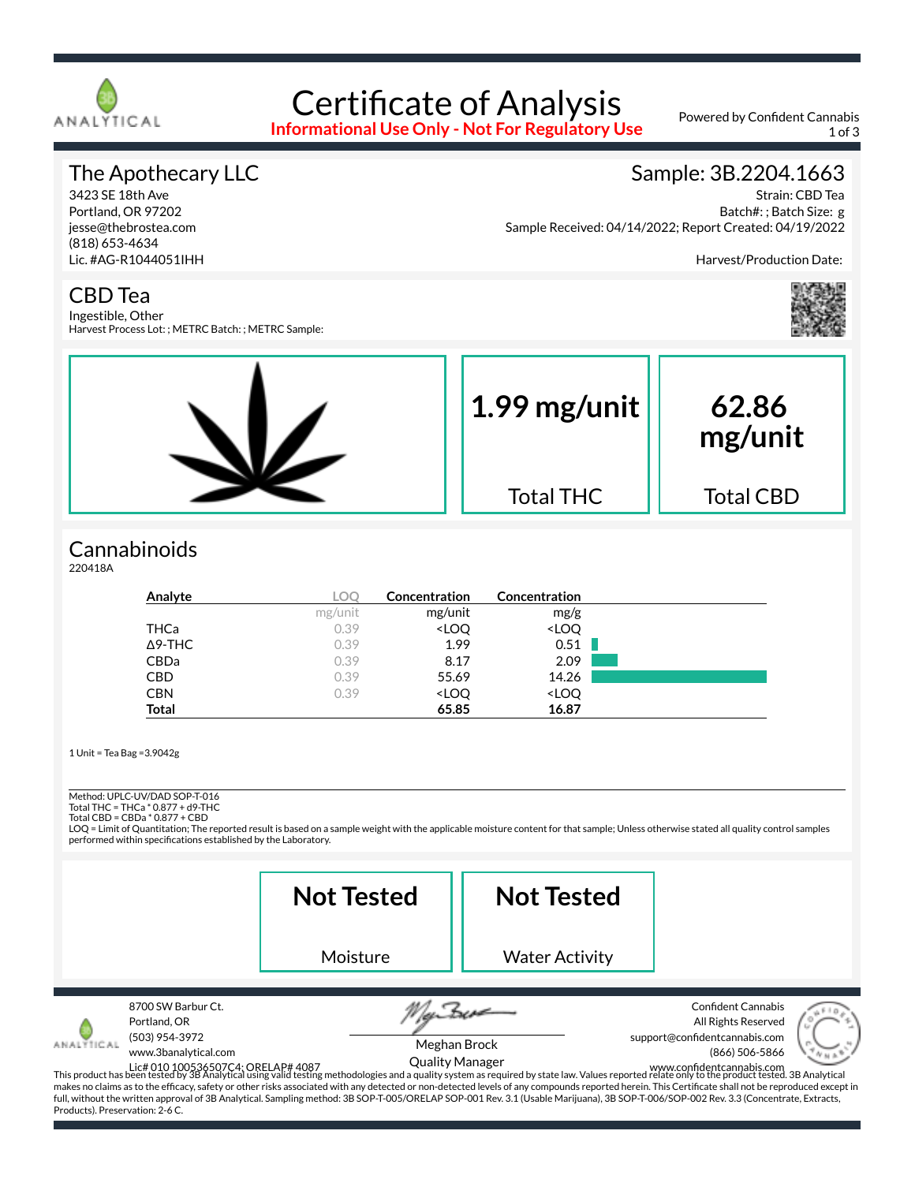# Certificate of Analysis

**Informational Use Only - Not For Regulatory Use**

Powered by Confident Cannabis

## The Apothecary LLC

3423 SE 18th Ave
Portland, OR 97202
jesse@thebrostea.com
(818) 653-4634
Lic. #AG-R1044051IHH

## Sample: 3B.2204.1663

Strain: CBD Tea
Batch#: ; Batch Size: g
Sample Received: 04/14/2022; Report Created: 04/19/2022

Harvest/Production Date:

## CBD Tea

Ingestible, Other
Harvest Process Lot: ; METRC Batch: ; METRC Sample:

**1.99 mg/unit**
Total THC

**62.86 mg/unit**
Total CBD

## Cannabinoids

220418A

| Analyte | LOQ | Concentration | Concentration |
|---|---|---|---|
| | mg/unit | mg/unit | mg/g |
| THCa | 0.39 | <LOQ | <LOQ |
| Δ9-THC | 0.39 | 1.99 | 0.51 |
| CBDa | 0.39 | 8.17 | 2.09 |
| CBD | 0.39 | 55.69 | 14.26 |
| CBN | 0.39 | <LOQ | <LOQ |
| **Total** | | **65.85** | **16.87** |

1 Unit = Tea Bag =3.9042g

Method: UPLC-UV/DAD SOP-T-016
Total THC = THCa * 0.877 + d9-THC
Total CBD = CBDa * 0.877 + CBD
LOQ = Limit of Quantitation; The reported result is based on a sample weight with the applicable moisture content for that sample; Unless otherwise stated all quality control samples performed within specifications established by the Laboratory.

**Not Tested**
Moisture

**Not Tested**
Water Activity

8700 SW Barbur Ct.
Portland, OR
(503) 954-3972
www.3banalytical.com
Lic# 010 100536507C4; ORELAP# 4087

Meghan Brock
Quality Manager

Confident Cannabis
All Rights Reserved
support@confidentcannabis.com
(866) 506-5866
www.confidentcannabis.com

This product has been tested by 3B Analytical using valid testing methodologies and a quality system as required by state law. Values reported relate only to the product tested. 3B Analytical makes no claims as to the efficacy, safety or other risks associated with any detected or non-detected levels of any compounds reported herein. This Certificate shall not be reproduced except in full, without the written approval of 3B Analytical. Sampling method: 3B SOP-T-005/ORELAP SOP-001 Rev. 3.1 (Usable Marijuana), 3B SOP-T-006/SOP-002 Rev. 3.3 (Concentrate, Extracts, Products). Preservation: 2-6 C.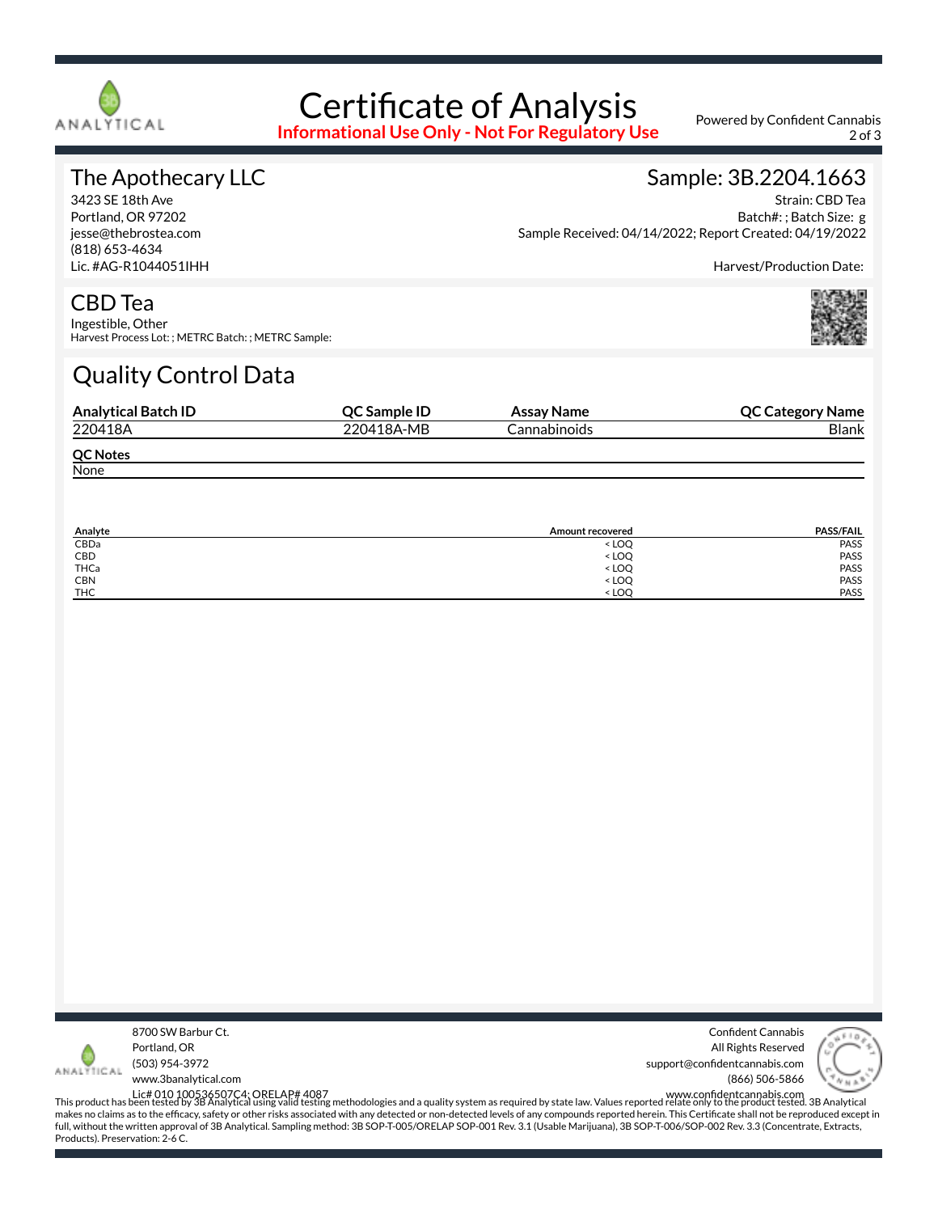# Certificate of Analysis

**Informational Use Only - Not For Regulatory Use**

Powered by Confident Cannabis

## The Apothecary LLC

3423 SE 18th Ave
Portland, OR 97202
jesse@thebrostea.com
(818) 653-4634
Lic. #AG-R1044051IHH

## Sample: 3B.2204.1663

Strain: CBD Tea
Batch#: ; Batch Size: g
Sample Received: 04/14/2022; Report Created: 04/19/2022

Harvest/Production Date:

## CBD Tea

Ingestible, Other
Harvest Process Lot: ; METRC Batch: ; METRC Sample:

## Quality Control Data

| Analytical Batch ID | QC Sample ID | Assay Name | QC Category Name |
|---|---|---|---|
| 220418A | 220418A-MB | Cannabinoids | Blank |

**QC Notes**

None

| Analyte | Amount recovered | PASS/FAIL |
|---|---|---|
| CBDa | < LOQ | PASS |
| CBD | < LOQ | PASS |
| THCa | < LOQ | PASS |
| CBN | < LOQ | PASS |
| THC | < LOQ | PASS |

8700 SW Barbur Ct.
Portland, OR
(503) 954-3972
www.3banalytical.com
Lic# 010 100536507C4; ORELAP# 4087

Confident Cannabis
All Rights Reserved
support@confidentcannabis.com
(866) 506-5866
www.confidentcannabis.com

This product has been tested by 3B Analytical using valid testing methodologies and a quality system as required by state law. Values reported relate only to the product tested. 3B Analytical makes no claims as to the efficacy, safety or other risks associated with any detected or non-detected levels of any compounds reported herein. This Certificate shall not be reproduced except in full, without the written approval of 3B Analytical. Sampling method: 3B SOP-T-005/ORELAP SOP-001 Rev. 3.1 (Usable Marijuana), 3B SOP-T-006/SOP-002 Rev. 3.3 (Concentrate, Extracts, Products). Preservation: 2-6 C.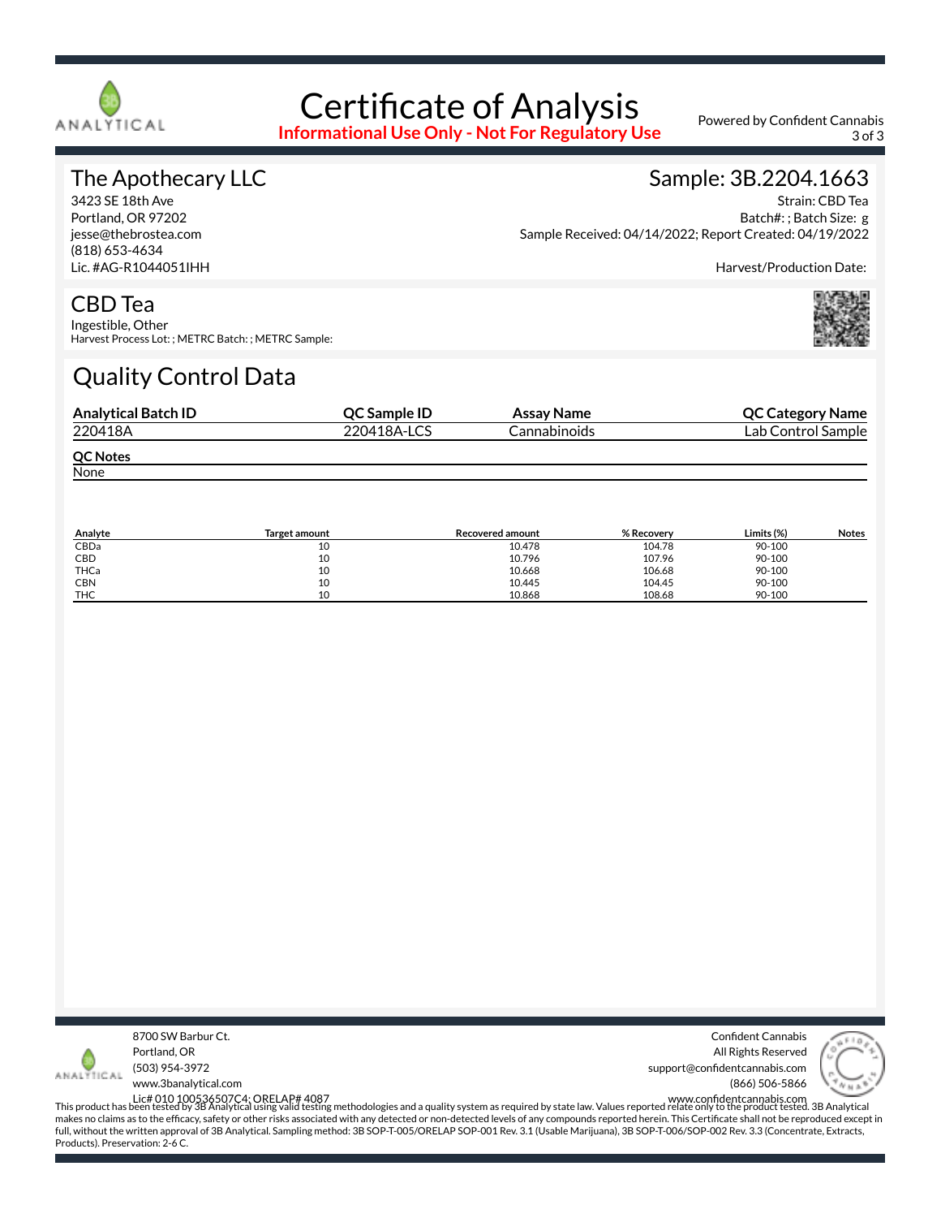# Certificate of Analysis

**Informational Use Only - Not For Regulatory Use**

Powered by Confident Cannabis

## The Apothecary LLC

3423 SE 18th Ave
Portland, OR 97202
jesse@thebrostea.com
(818) 653-4634
Lic. #AG-R1044051IHH

## Sample: 3B.2204.1663

Strain: CBD Tea
Batch#: ; Batch Size: g
Sample Received: 04/14/2022; Report Created: 04/19/2022

Harvest/Production Date:

## CBD Tea

Ingestible, Other
Harvest Process Lot: ; METRC Batch: ; METRC Sample:

## Quality Control Data

| Analytical Batch ID | QC Sample ID | Assay Name | QC Category Name |
|---|---|---|---|
| 220418A | 220418A-LCS | Cannabinoids | Lab Control Sample |

**QC Notes**

None

| Analyte | Target amount | Recovered amount | % Recovery | Limits (%) | Notes |
|---|---|---|---|---|---|
| CBDa | 10 | 10.478 | 104.78 | 90-100 | |
| CBD | 10 | 10.796 | 107.96 | 90-100 | |
| THCa | 10 | 10.668 | 106.68 | 90-100 | |
| CBN | 10 | 10.445 | 104.45 | 90-100 | |
| THC | 10 | 10.868 | 108.68 | 90-100 | |

8700 SW Barbur Ct.
Portland, OR
(503) 954-3972
www.3banalytical.com
Lic# 010 100536507C4; ORELAP# 4087

Confident Cannabis
All Rights Reserved
support@confidentcannabis.com
(866) 506-5866
www.confidentcannabis.com

This product has been tested by 3B Analytical using valid testing methodologies and a quality system as required by state law. Values reported relate only to the product tested. 3B Analytical makes no claims as to the efficacy, safety or other risks associated with any detected or non-detected levels of any compounds reported herein. This Certificate shall not be reproduced except in full, without the written approval of 3B Analytical. Sampling method: 3B SOP-T-005/ORELAP SOP-001 Rev. 3.1 (Usable Marijuana), 3B SOP-T-006/SOP-002 Rev. 3.3 (Concentrate, Extracts, Products). Preservation: 2-6 C.